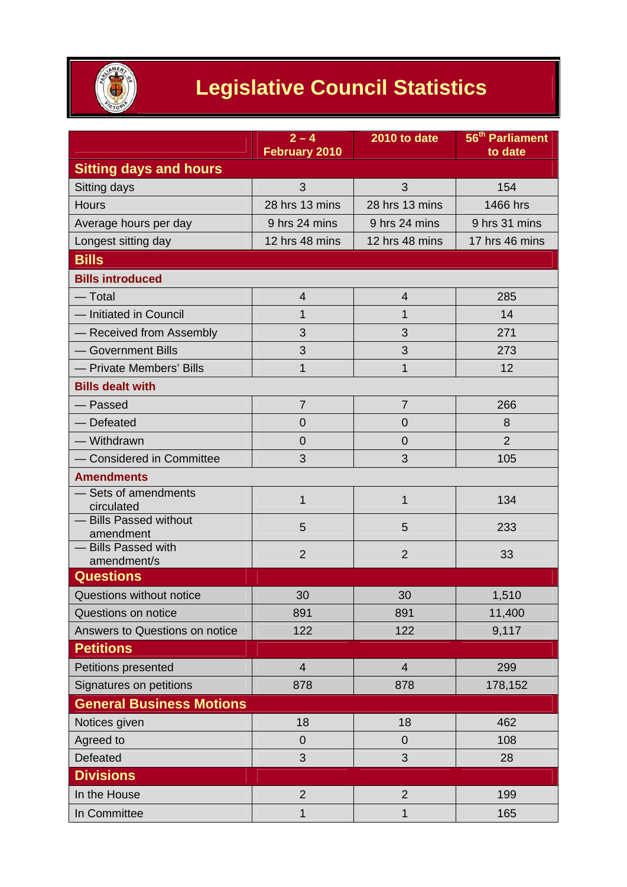# Legislative Council Statistics

| | 2 – 4 February 2010 | 2010 to date | 56th Parliament to date |
|---|---|---|---|
| **Sitting days and hours** | | | |
| Sitting days | 3 | 3 | 154 |
| Hours | 28 hrs 13 mins | 28 hrs 13 mins | 1466 hrs |
| Average hours per day | 9 hrs 24 mins | 9 hrs 24 mins | 9 hrs 31 mins |
| Longest sitting day | 12 hrs 48 mins | 12 hrs 48 mins | 17 hrs 46 mins |
| **Bills** | | | |
| **Bills introduced** | | | |
| — Total | 4 | 4 | 285 |
| — Initiated in Council | 1 | 1 | 14 |
| — Received from Assembly | 3 | 3 | 271 |
| — Government Bills | 3 | 3 | 273 |
| — Private Members' Bills | 1 | 1 | 12 |
| **Bills dealt with** | | | |
| — Passed | 7 | 7 | 266 |
| — Defeated | 0 | 0 | 8 |
| — Withdrawn | 0 | 0 | 2 |
| — Considered in Committee | 3 | 3 | 105 |
| **Amendments** | | | |
| — Sets of amendments circulated | 1 | 1 | 134 |
| — Bills Passed without amendment | 5 | 5 | 233 |
| — Bills Passed with amendment/s | 2 | 2 | 33 |
| **Questions** | | | |
| Questions without notice | 30 | 30 | 1,510 |
| Questions on notice | 891 | 891 | 11,400 |
| Answers to Questions on notice | 122 | 122 | 9,117 |
| **Petitions** | | | |
| Petitions presented | 4 | 4 | 299 |
| Signatures on petitions | 878 | 878 | 178,152 |
| **General Business Motions** | | | |
| Notices given | 18 | 18 | 462 |
| Agreed to | 0 | 0 | 108 |
| Defeated | 3 | 3 | 28 |
| **Divisions** | | | |
| In the House | 2 | 2 | 199 |
| In Committee | 1 | 1 | 165 |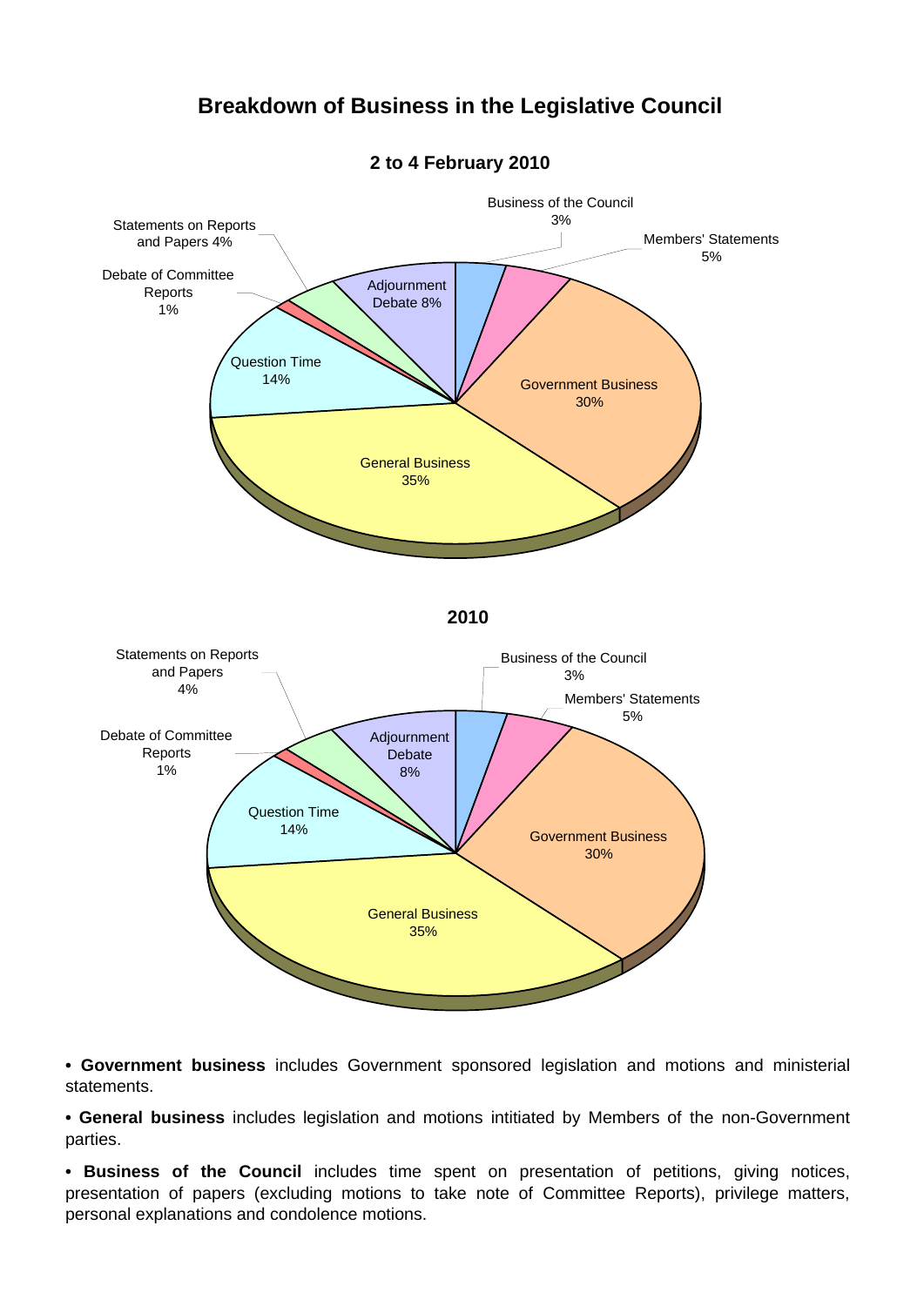# Breakdown of Business in the Legislative Council

## 2 to 4 February 2010

Business of the Council 3%
Members' Statements 5%
Government Business 30%
General Business 35%
Question Time 14%
Debate of Committee Reports 1%
Statements on Reports and Papers 4%
Adjournment Debate 8%

## 2010

Business of the Council 3%
Members' Statements 5%
Government Business 30%
General Business 35%
Question Time 14%
Debate of Committee Reports 1%
Statements on Reports and Papers 4%
Adjournment Debate 8%

- **Government business** includes Government sponsored legislation and motions and ministerial statements.
- **General business** includes legislation and motions intitiated by Members of the non-Government parties.
- **Business of the Council** includes time spent on presentation of petitions, giving notices, presentation of papers (excluding motions to take note of Committee Reports), privilege matters, personal explanations and condolence motions.